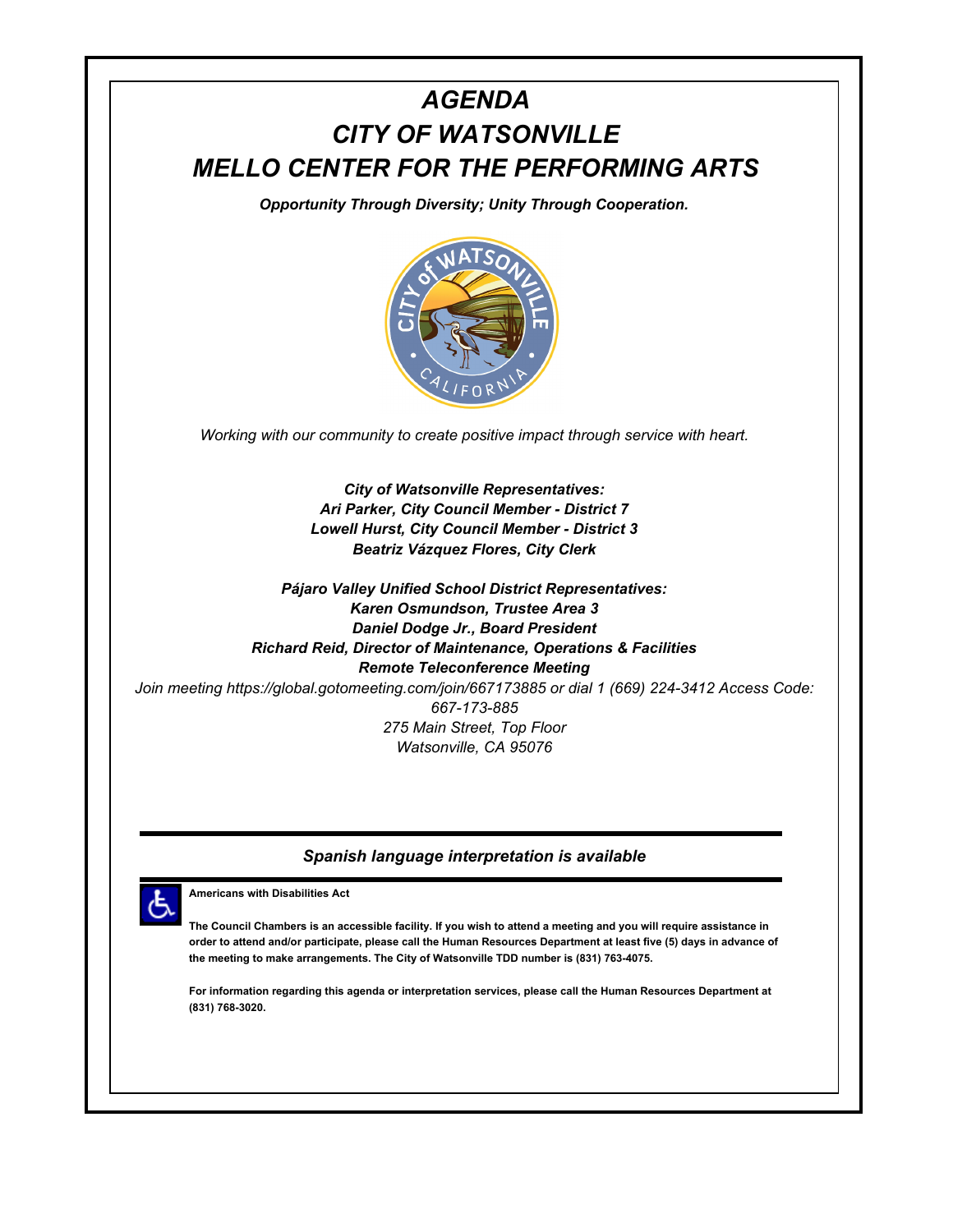# *AGENDA*
# *CITY OF WATSONVILLE*
# *MELLO CENTER FOR THE PERFORMING ARTS*

***Opportunity Through Diversity; Unity Through Cooperation.***

*Working with our community to create positive impact through service with heart.*

***City of Watsonville Representatives:***
***Ari Parker, City Council Member - District 7***
***Lowell Hurst, City Council Member - District 3***
***Beatriz Vázquez Flores, City Clerk***

***Pájaro Valley Unified School District Representatives:***
***Karen Osmundson, Trustee Area 3***
***Daniel Dodge Jr., Board President***
***Richard Reid, Director of Maintenance, Operations & Facilities***
***Remote Teleconference Meeting***

*Join meeting https://global.gotomeeting.com/join/667173885 or dial 1 (669) 224-3412 Access Code: 667-173-885*
*275 Main Street, Top Floor*
*Watsonville, CA 95076*

---

***Spanish language interpretation is available***

---

**Americans with Disabilities Act**

**The Council Chambers is an accessible facility. If you wish to attend a meeting and you will require assistance in order to attend and/or participate, please call the Human Resources Department at least five (5) days in advance of the meeting to make arrangements. The City of Watsonville TDD number is (831) 763-4075.**

**For information regarding this agenda or interpretation services, please call the Human Resources Department at (831) 768-3020.**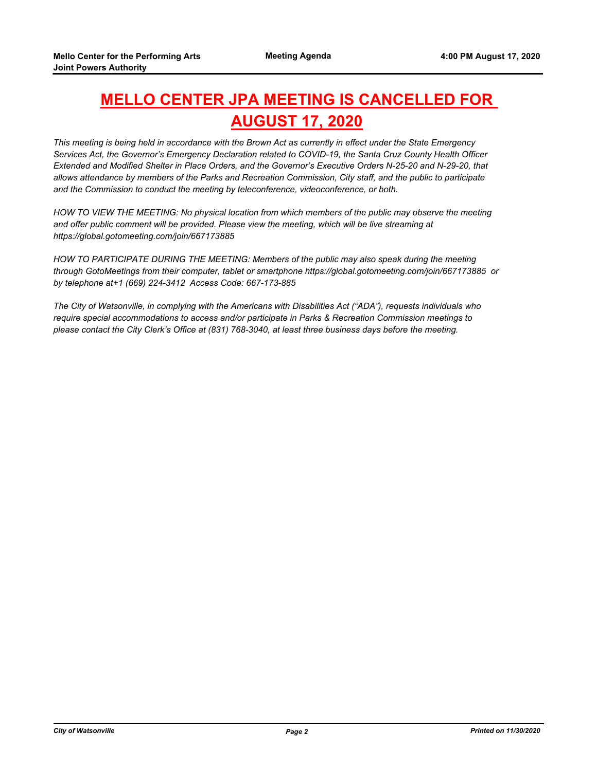# MELLO CENTER JPA MEETING IS CANCELLED FOR AUGUST 17, 2020

*This meeting is being held in accordance with the Brown Act as currently in effect under the State Emergency Services Act, the Governor's Emergency Declaration related to COVID-19, the Santa Cruz County Health Officer Extended and Modified Shelter in Place Orders, and the Governor's Executive Orders N-25-20 and N-29-20, that allows attendance by members of the Parks and Recreation Commission, City staff, and the public to participate and the Commission to conduct the meeting by teleconference, videoconference, or both.*

*HOW TO VIEW THE MEETING: No physical location from which members of the public may observe the meeting and offer public comment will be provided. Please view the meeting, which will be live streaming at https://global.gotomeeting.com/join/667173885*

*HOW TO PARTICIPATE DURING THE MEETING: Members of the public may also speak during the meeting through GotoMeetings from their computer, tablet or smartphone https://global.gotomeeting.com/join/667173885 or by telephone at+1 (669) 224-3412 Access Code: 667-173-885*

*The City of Watsonville, in complying with the Americans with Disabilities Act ("ADA"), requests individuals who require special accommodations to access and/or participate in Parks & Recreation Commission meetings to please contact the City Clerk's Office at (831) 768-3040, at least three business days before the meeting.*